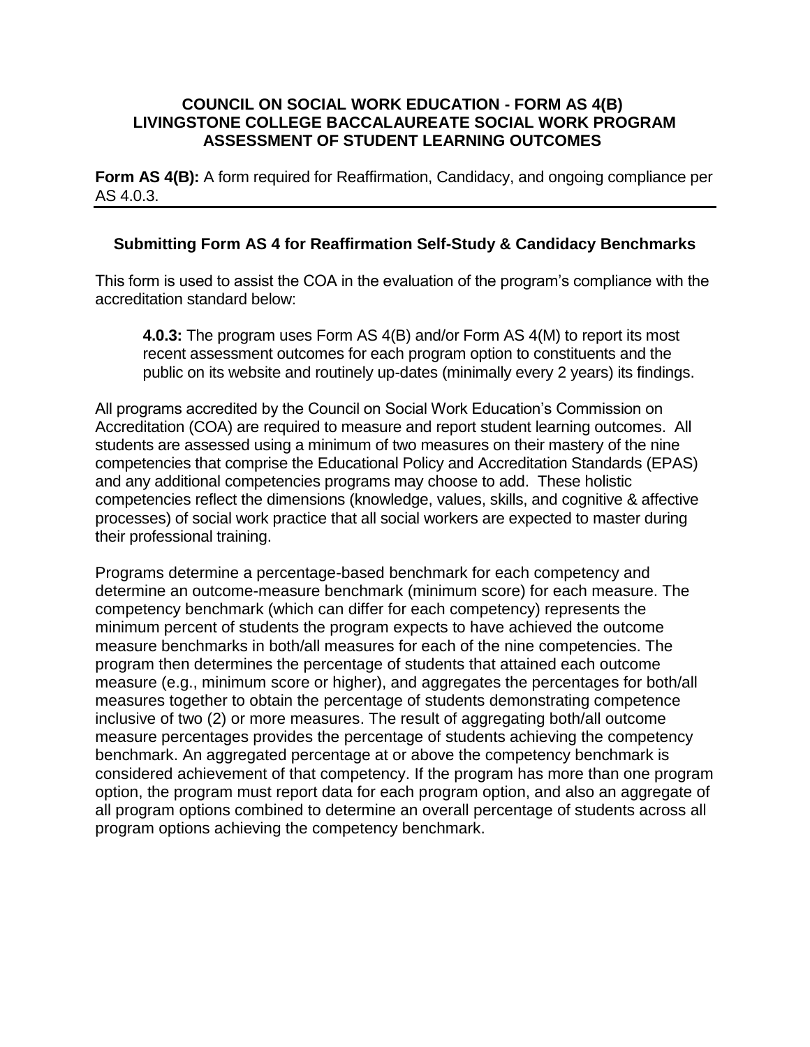# COUNCIL ON SOCIAL WORK EDUCATION - FORM AS 4(B)
# LIVINGSTONE COLLEGE BACCALAUREATE SOCIAL WORK PROGRAM
# ASSESSMENT OF STUDENT LEARNING OUTCOMES

**Form AS 4(B):** A form required for Reaffirmation, Candidacy, and ongoing compliance per AS 4.0.3.

---

## Submitting Form AS 4 for Reaffirmation Self-Study & Candidacy Benchmarks

This form is used to assist the COA in the evaluation of the program's compliance with the accreditation standard below:

> **4.0.3:** The program uses Form AS 4(B) and/or Form AS 4(M) to report its most recent assessment outcomes for each program option to constituents and the public on its website and routinely up-dates (minimally every 2 years) its findings.

All programs accredited by the Council on Social Work Education's Commission on Accreditation (COA) are required to measure and report student learning outcomes. All students are assessed using a minimum of two measures on their mastery of the nine competencies that comprise the Educational Policy and Accreditation Standards (EPAS) and any additional competencies programs may choose to add. These holistic competencies reflect the dimensions (knowledge, values, skills, and cognitive & affective processes) of social work practice that all social workers are expected to master during their professional training.

Programs determine a percentage-based benchmark for each competency and determine an outcome-measure benchmark (minimum score) for each measure. The competency benchmark (which can differ for each competency) represents the minimum percent of students the program expects to have achieved the outcome measure benchmarks in both/all measures for each of the nine competencies. The program then determines the percentage of students that attained each outcome measure (e.g., minimum score or higher), and aggregates the percentages for both/all measures together to obtain the percentage of students demonstrating competence inclusive of two (2) or more measures. The result of aggregating both/all outcome measure percentages provides the percentage of students achieving the competency benchmark. An aggregated percentage at or above the competency benchmark is considered achievement of that competency. If the program has more than one program option, the program must report data for each program option, and also an aggregate of all program options combined to determine an overall percentage of students across all program options achieving the competency benchmark.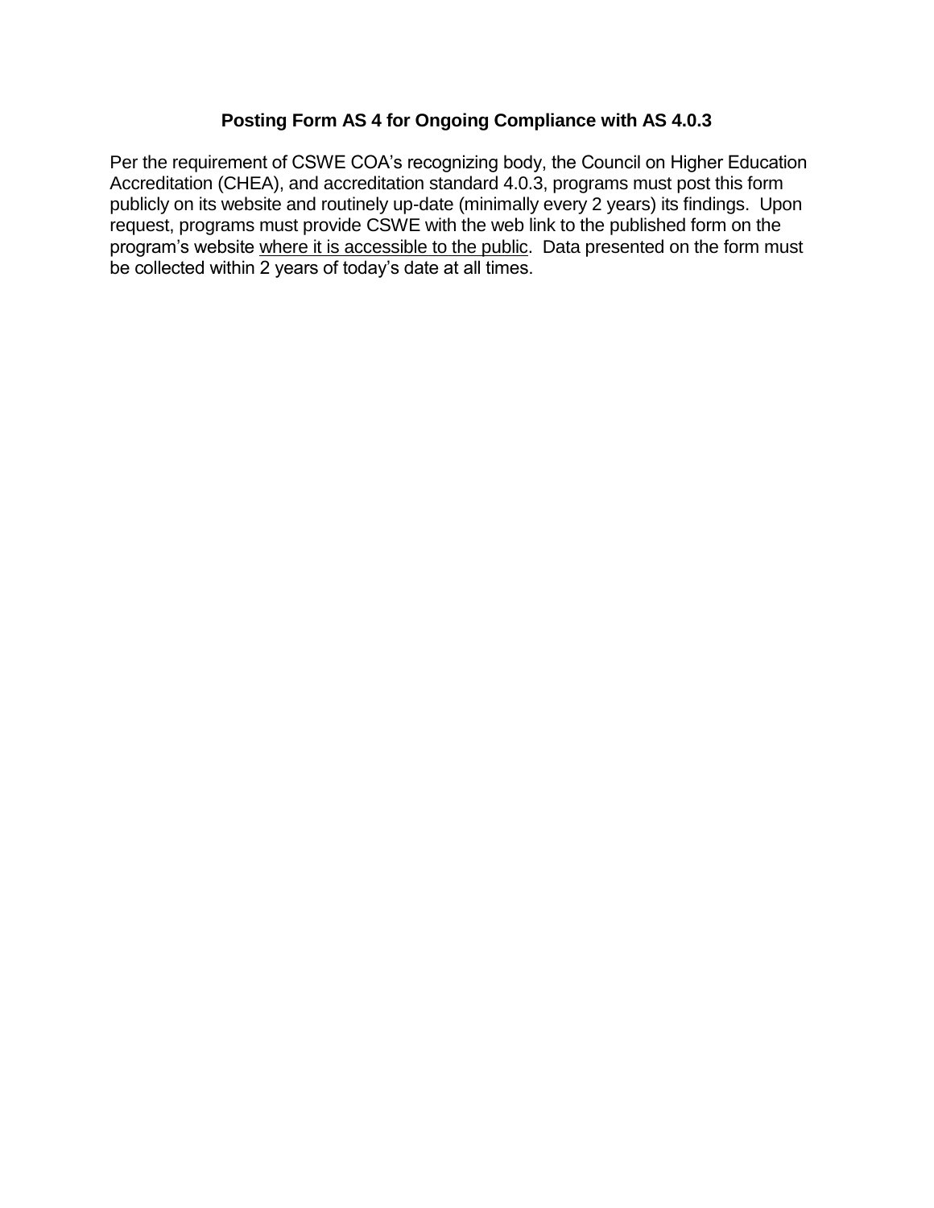## Posting Form AS 4 for Ongoing Compliance with AS 4.0.3

Per the requirement of CSWE COA's recognizing body, the Council on Higher Education Accreditation (CHEA), and accreditation standard 4.0.3, programs must post this form publicly on its website and routinely up-date (minimally every 2 years) its findings. Upon request, programs must provide CSWE with the web link to the published form on the program's website <u>where it is accessible to the public</u>. Data presented on the form must be collected within 2 years of today's date at all times.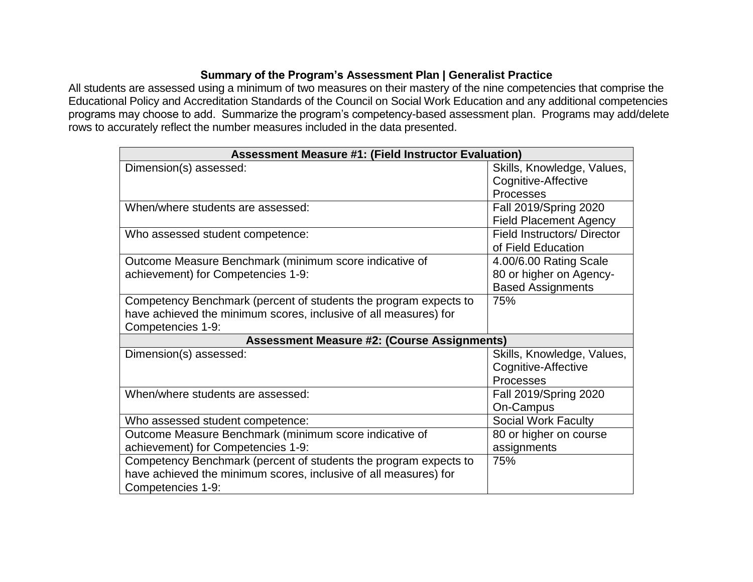### Summary of the Program's Assessment Plan | Generalist Practice

All students are assessed using a minimum of two measures on their mastery of the nine competencies that comprise the Educational Policy and Accreditation Standards of the Council on Social Work Education and any additional competencies programs may choose to add. Summarize the program's competency-based assessment plan. Programs may add/delete rows to accurately reflect the number measures included in the data presented.

| **Assessment Measure #1: (Field Instructor Evaluation)** | |
|---|---|
| Dimension(s) assessed: | Skills, Knowledge, Values, Cognitive-Affective Processes |
| When/where students are assessed: | Fall 2019/Spring 2020 Field Placement Agency |
| Who assessed student competence: | Field Instructors/ Director of Field Education |
| Outcome Measure Benchmark (minimum score indicative of achievement) for Competencies 1-9: | 4.00/6.00 Rating Scale 80 or higher on Agency-Based Assignments |
| Competency Benchmark (percent of students the program expects to have achieved the minimum scores, inclusive of all measures) for Competencies 1-9: | 75% |
| **Assessment Measure #2: (Course Assignments)** | |
| Dimension(s) assessed: | Skills, Knowledge, Values, Cognitive-Affective Processes |
| When/where students are assessed: | Fall 2019/Spring 2020 On-Campus |
| Who assessed student competence: | Social Work Faculty |
| Outcome Measure Benchmark (minimum score indicative of achievement) for Competencies 1-9: | 80 or higher on course assignments |
| Competency Benchmark (percent of students the program expects to have achieved the minimum scores, inclusive of all measures) for Competencies 1-9: | 75% |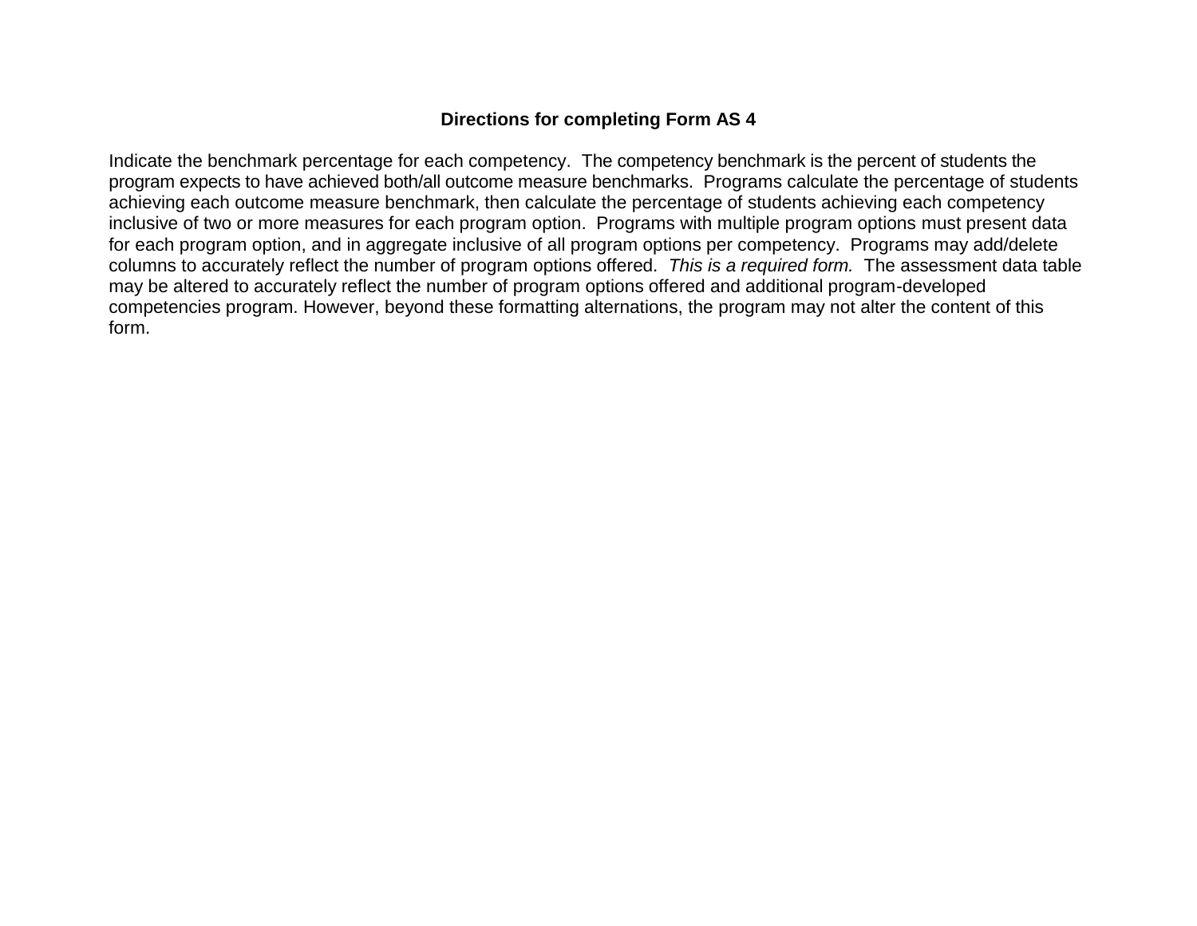**Directions for completing Form AS 4**

Indicate the benchmark percentage for each competency. The competency benchmark is the percent of students the program expects to have achieved both/all outcome measure benchmarks. Programs calculate the percentage of students achieving each outcome measure benchmark, then calculate the percentage of students achieving each competency inclusive of two or more measures for each program option. Programs with multiple program options must present data for each program option, and in aggregate inclusive of all program options per competency. Programs may add/delete columns to accurately reflect the number of program options offered. *This is a required form.* The assessment data table may be altered to accurately reflect the number of program options offered and additional program-developed competencies program. However, beyond these formatting alternations, the program may not alter the content of this form.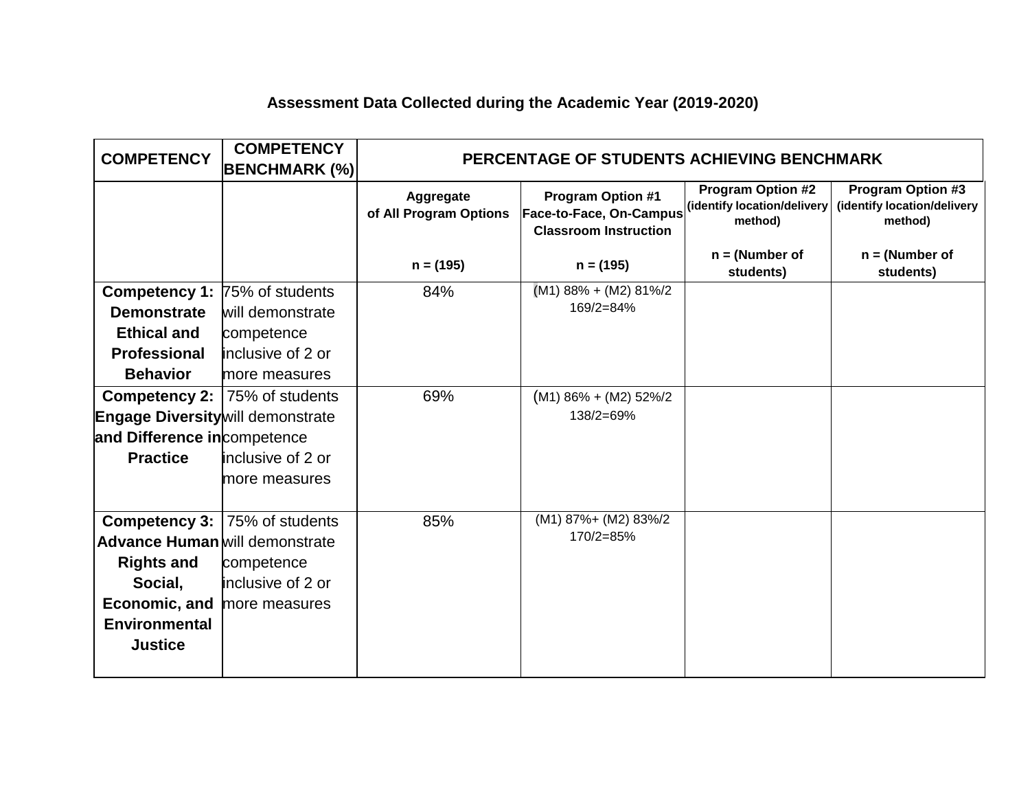### Assessment Data Collected during the Academic Year (2019-2020)

| COMPETENCY | COMPETENCY BENCHMARK (%) | PERCENTAGE OF STUDENTS ACHIEVING BENCHMARK | | | |
|---|---|---|---|---|---|
| | | **Aggregate of All Program Options**<br><br>**n = (195)** | **Program Option #1 Face-to-Face, On-Campus Classroom Instruction**<br><br>**n = (195)** | **Program Option #2 (identify location/delivery method)**<br><br>**n = (Number of students)** | **Program Option #3 (identify location/delivery method)**<br><br>**n = (Number of students)** |
| **Competency 1: Demonstrate Ethical and Professional Behavior** | 75% of students will demonstrate competence inclusive of 2 or more measures | 84% | (M1) 88% + (M2) 81%/2<br>169/2=84% | | |
| **Competency 2: Engage Diversity and Difference in Practice** | 75% of students will demonstrate competence inclusive of 2 or more measures | 69% | (M1) 86% + (M2) 52%/2<br>138/2=69% | | |
| **Competency 3: Advance Human Rights and Social, Economic, and Environmental Justice** | 75% of students will demonstrate competence inclusive of 2 or more measures | 85% | (M1) 87%+ (M2) 83%/2<br>170/2=85% | | |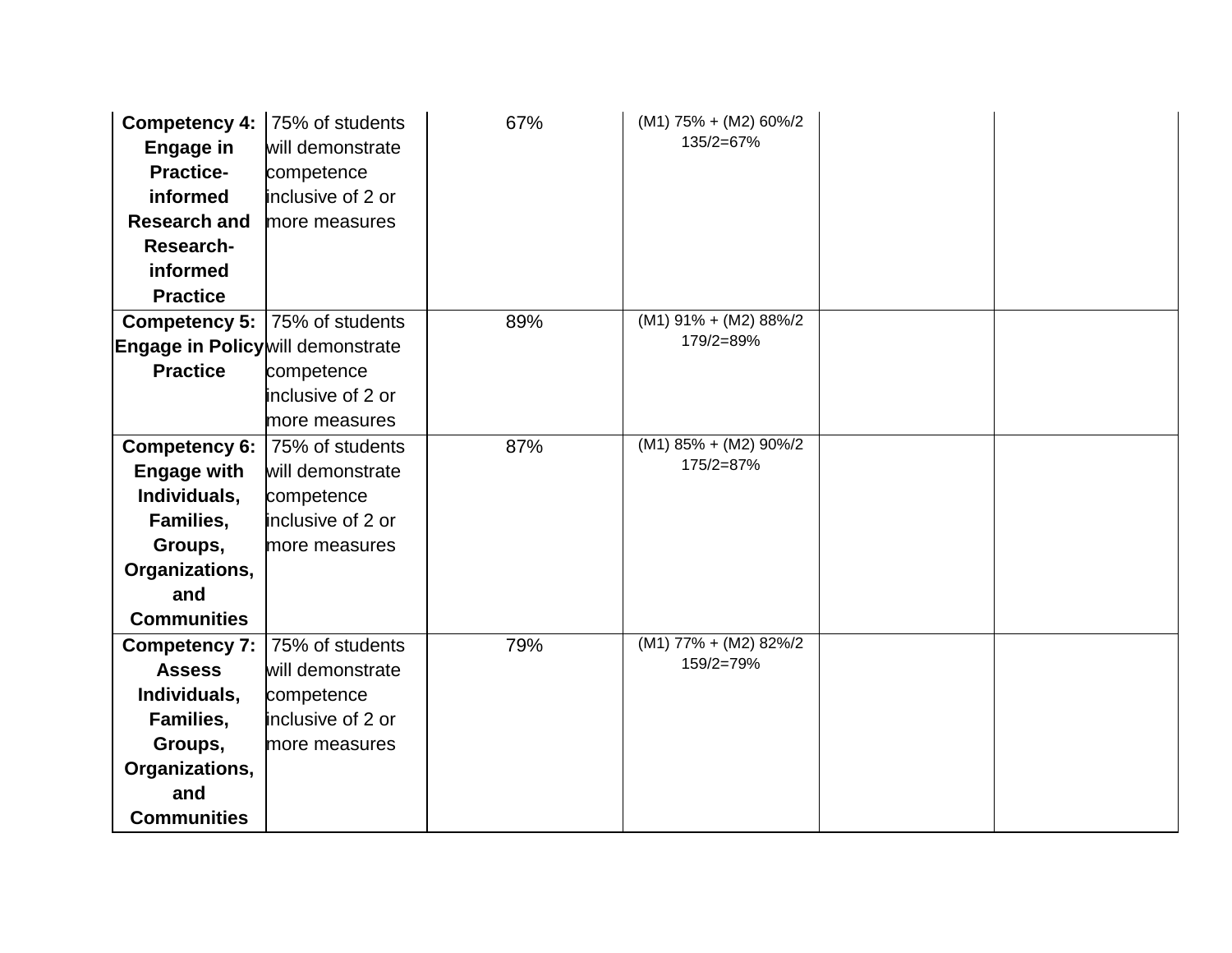| | | | | | |
|---|---|---|---|---|---|
| **Competency 4: Engage in Practice-informed Research and Research-informed Practice** | 75% of students will demonstrate competence inclusive of 2 or more measures | 67% | (M1) 75% + (M2) 60%/2 135/2=67% | | |
| **Competency 5: Engage in Policy Practice** | 75% of students will demonstrate competence inclusive of 2 or more measures | 89% | (M1) 91% + (M2) 88%/2 179/2=89% | | |
| **Competency 6: Engage with Individuals, Families, Groups, Organizations, and Communities** | 75% of students will demonstrate competence inclusive of 2 or more measures | 87% | (M1) 85% + (M2) 90%/2 175/2=87% | | |
| **Competency 7: Assess Individuals, Families, Groups, Organizations, and Communities** | 75% of students will demonstrate competence inclusive of 2 or more measures | 79% | (M1) 77% + (M2) 82%/2 159/2=79% | | |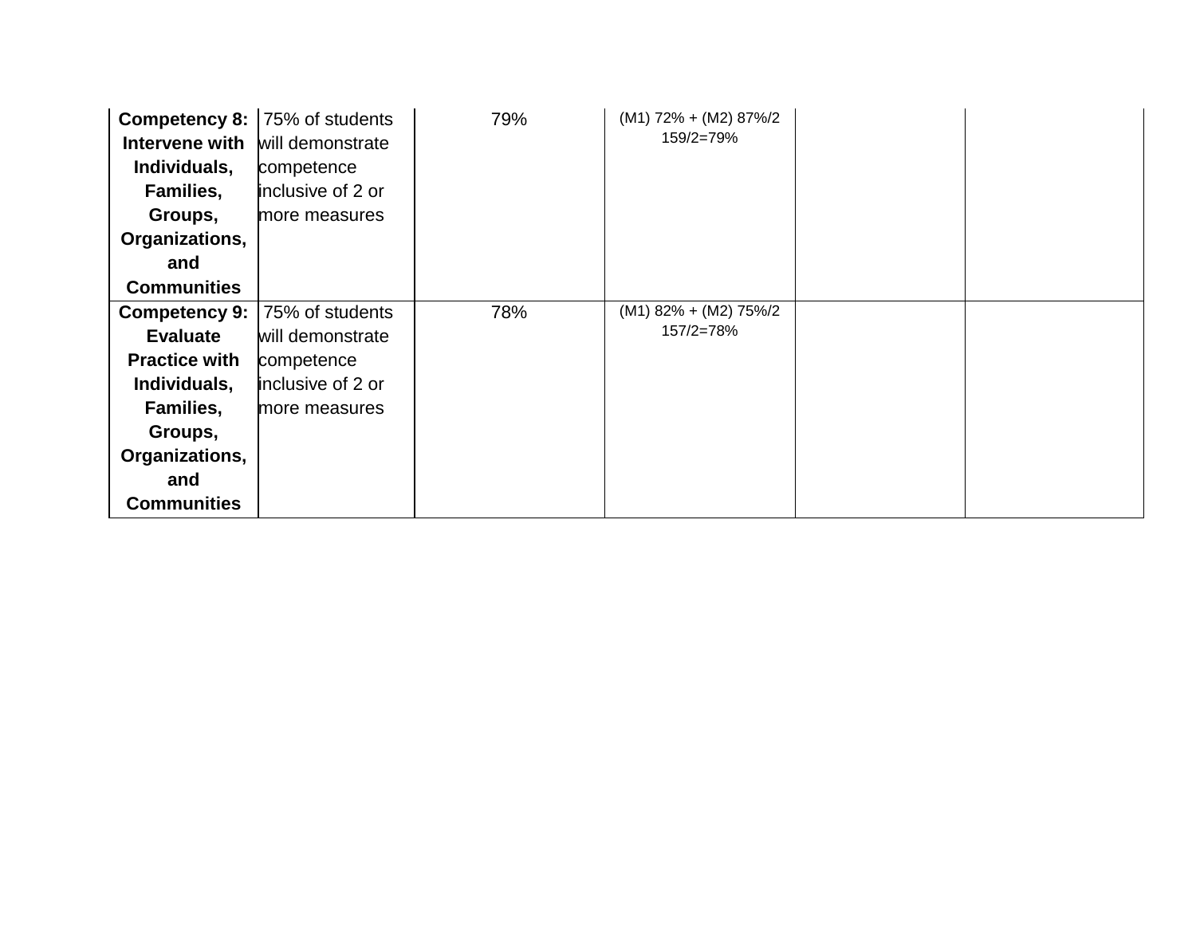| | | | | | |
|---|---|---|---|---|---|
| **Competency 8: Intervene with Individuals, Families, Groups, Organizations, and Communities** | 75% of students will demonstrate competence inclusive of 2 or more measures | 79% | (M1) 72% + (M2) 87%/2 159/2=79% | | |
| **Competency 9: Evaluate Practice with Individuals, Families, Groups, Organizations, and Communities** | 75% of students will demonstrate competence inclusive of 2 or more measures | 78% | (M1) 82% + (M2) 75%/2 157/2=78% | | |